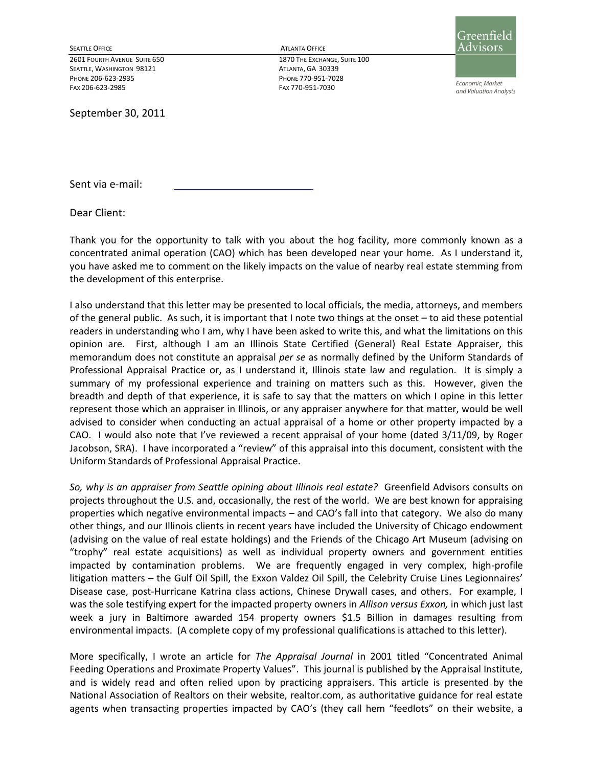SEATTLE OFFICE
2601 FOURTH AVENUE SUITE 650
SEATTLE, WASHINGTON 98121
PHONE 206-623-2935
FAX 206-623-2985

ATLANTA OFFICE
1870 THE EXCHANGE, SUITE 100
ATLANTA, GA 30339
PHONE 770-951-7028
FAX 770-951-7030

Greenfield Advisors
Economic, Market and Valuation Analysts

September 30, 2011

Sent via e-mail:

Dear Client:

Thank you for the opportunity to talk with you about the hog facility, more commonly known as a concentrated animal operation (CAO) which has been developed near your home. As I understand it, you have asked me to comment on the likely impacts on the value of nearby real estate stemming from the development of this enterprise.

I also understand that this letter may be presented to local officials, the media, attorneys, and members of the general public. As such, it is important that I note two things at the onset – to aid these potential readers in understanding who I am, why I have been asked to write this, and what the limitations on this opinion are. First, although I am an Illinois State Certified (General) Real Estate Appraiser, this memorandum does not constitute an appraisal *per se* as normally defined by the Uniform Standards of Professional Appraisal Practice or, as I understand it, Illinois state law and regulation. It is simply a summary of my professional experience and training on matters such as this. However, given the breadth and depth of that experience, it is safe to say that the matters on which I opine in this letter represent those which an appraiser in Illinois, or any appraiser anywhere for that matter, would be well advised to consider when conducting an actual appraisal of a home or other property impacted by a CAO. I would also note that I've reviewed a recent appraisal of your home (dated 3/11/09, by Roger Jacobson, SRA). I have incorporated a "review" of this appraisal into this document, consistent with the Uniform Standards of Professional Appraisal Practice.

*So, why is an appraiser from Seattle opining about Illinois real estate?* Greenfield Advisors consults on projects throughout the U.S. and, occasionally, the rest of the world. We are best known for appraising properties which negative environmental impacts – and CAO's fall into that category. We also do many other things, and our Illinois clients in recent years have included the University of Chicago endowment (advising on the value of real estate holdings) and the Friends of the Chicago Art Museum (advising on "trophy" real estate acquisitions) as well as individual property owners and government entities impacted by contamination problems. We are frequently engaged in very complex, high-profile litigation matters – the Gulf Oil Spill, the Exxon Valdez Oil Spill, the Celebrity Cruise Lines Legionnaires' Disease case, post-Hurricane Katrina class actions, Chinese Drywall cases, and others. For example, I was the sole testifying expert for the impacted property owners in *Allison versus Exxon,* in which just last week a jury in Baltimore awarded 154 property owners $1.5 Billion in damages resulting from environmental impacts. (A complete copy of my professional qualifications is attached to this letter).

More specifically, I wrote an article for *The Appraisal Journal* in 2001 titled "Concentrated Animal Feeding Operations and Proximate Property Values". This journal is published by the Appraisal Institute, and is widely read and often relied upon by practicing appraisers. This article is presented by the National Association of Realtors on their website, realtor.com, as authoritative guidance for real estate agents when transacting properties impacted by CAO's (they call hem "feedlots" on their website, a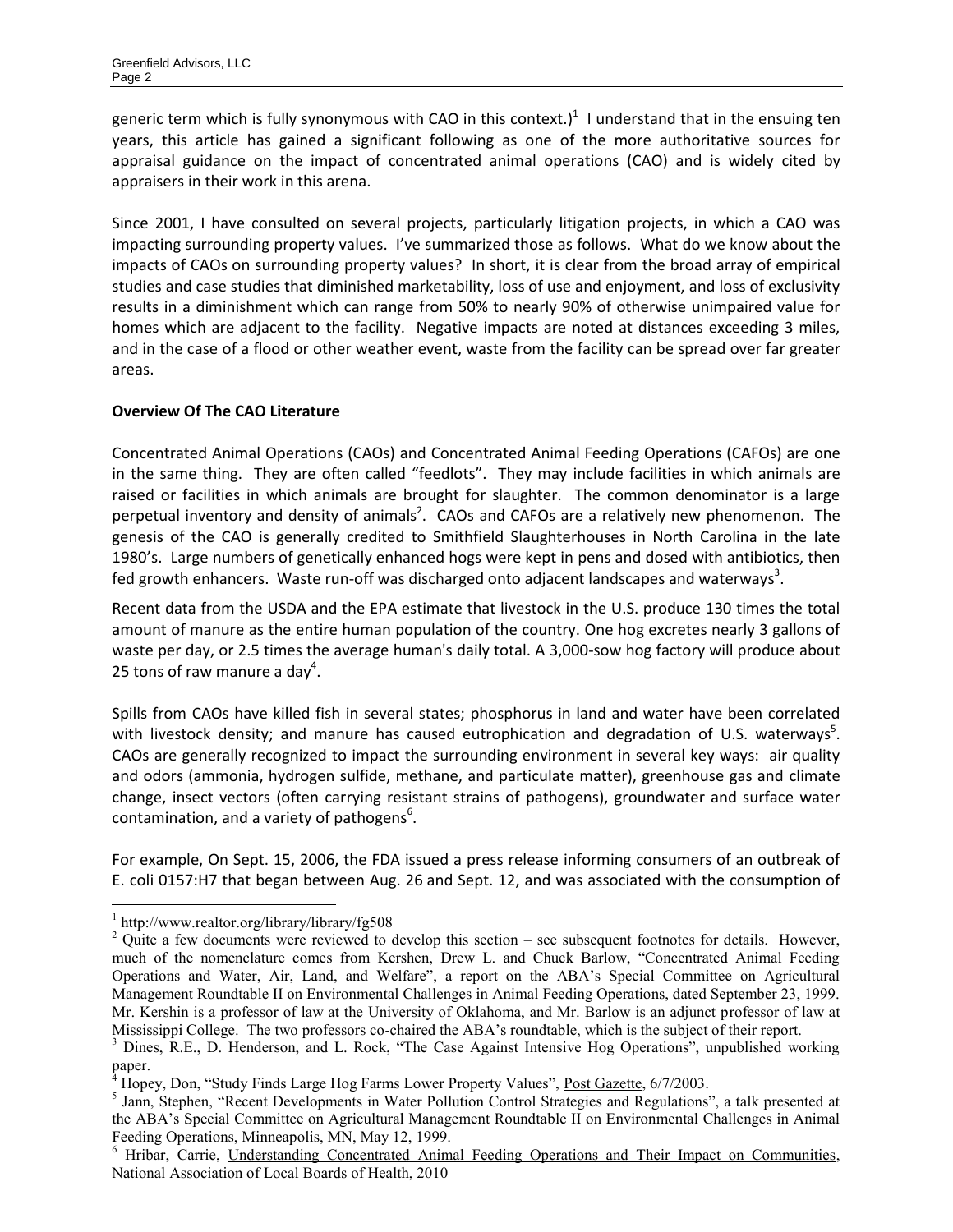generic term which is fully synonymous with CAO in this context.)[1] I understand that in the ensuing ten years, this article has gained a significant following as one of the more authoritative sources for appraisal guidance on the impact of concentrated animal operations (CAO) and is widely cited by appraisers in their work in this arena.

Since 2001, I have consulted on several projects, particularly litigation projects, in which a CAO was impacting surrounding property values. I've summarized those as follows. What do we know about the impacts of CAOs on surrounding property values? In short, it is clear from the broad array of empirical studies and case studies that diminished marketability, loss of use and enjoyment, and loss of exclusivity results in a diminishment which can range from 50% to nearly 90% of otherwise unimpaired value for homes which are adjacent to the facility. Negative impacts are noted at distances exceeding 3 miles, and in the case of a flood or other weather event, waste from the facility can be spread over far greater areas.

**Overview Of The CAO Literature**

Concentrated Animal Operations (CAOs) and Concentrated Animal Feeding Operations (CAFOs) are one in the same thing. They are often called "feedlots". They may include facilities in which animals are raised or facilities in which animals are brought for slaughter. The common denominator is a large perpetual inventory and density of animals[2]. CAOs and CAFOs are a relatively new phenomenon. The genesis of the CAO is generally credited to Smithfield Slaughterhouses in North Carolina in the late 1980's. Large numbers of genetically enhanced hogs were kept in pens and dosed with antibiotics, then fed growth enhancers. Waste run-off was discharged onto adjacent landscapes and waterways[3].

Recent data from the USDA and the EPA estimate that livestock in the U.S. produce 130 times the total amount of manure as the entire human population of the country. One hog excretes nearly 3 gallons of waste per day, or 2.5 times the average human's daily total. A 3,000-sow hog factory will produce about 25 tons of raw manure a day[4].

Spills from CAOs have killed fish in several states; phosphorus in land and water have been correlated with livestock density; and manure has caused eutrophication and degradation of U.S. waterways[5]. CAOs are generally recognized to impact the surrounding environment in several key ways: air quality and odors (ammonia, hydrogen sulfide, methane, and particulate matter), greenhouse gas and climate change, insect vectors (often carrying resistant strains of pathogens), groundwater and surface water contamination, and a variety of pathogens[6].

For example, On Sept. 15, 2006, the FDA issued a press release informing consumers of an outbreak of E. coli 0157:H7 that began between Aug. 26 and Sept. 12, and was associated with the consumption of

---

[1] http://www.realtor.org/library/library/fg508

[2] Quite a few documents were reviewed to develop this section – see subsequent footnotes for details. However, much of the nomenclature comes from Kershen, Drew L. and Chuck Barlow, "Concentrated Animal Feeding Operations and Water, Air, Land, and Welfare", a report on the ABA's Special Committee on Agricultural Management Roundtable II on Environmental Challenges in Animal Feeding Operations, dated September 23, 1999. Mr. Kershin is a professor of law at the University of Oklahoma, and Mr. Barlow is an adjunct professor of law at Mississippi College. The two professors co-chaired the ABA's roundtable, which is the subject of their report.

[3] Dines, R.E., D. Henderson, and L. Rock, "The Case Against Intensive Hog Operations", unpublished working paper.

[4] Hopey, Don, "Study Finds Large Hog Farms Lower Property Values", Post Gazette, 6/7/2003.

[5] Jann, Stephen, "Recent Developments in Water Pollution Control Strategies and Regulations", a talk presented at the ABA's Special Committee on Agricultural Management Roundtable II on Environmental Challenges in Animal Feeding Operations, Minneapolis, MN, May 12, 1999.

[6] Hribar, Carrie, Understanding Concentrated Animal Feeding Operations and Their Impact on Communities, National Association of Local Boards of Health, 2010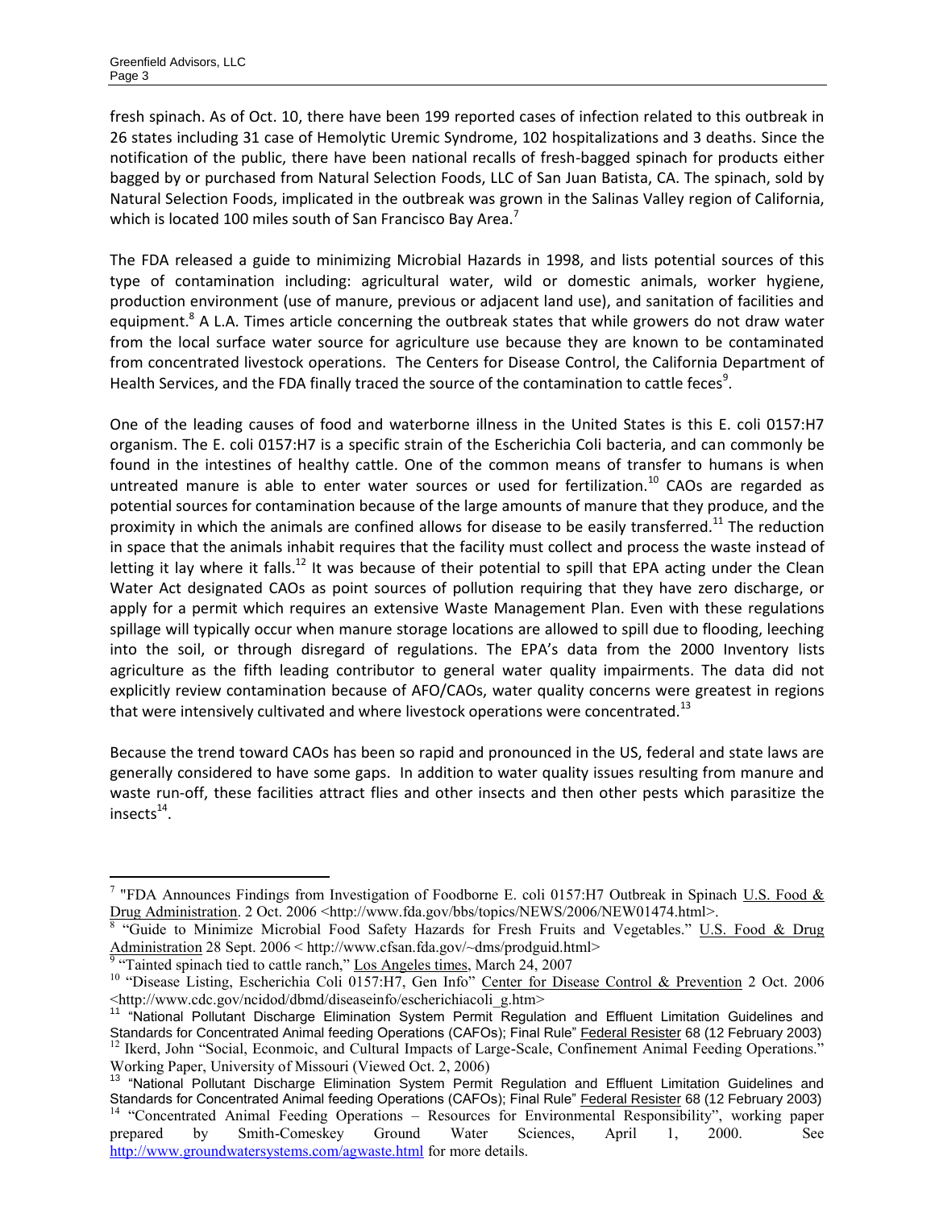fresh spinach. As of Oct. 10, there have been 199 reported cases of infection related to this outbreak in 26 states including 31 case of Hemolytic Uremic Syndrome, 102 hospitalizations and 3 deaths. Since the notification of the public, there have been national recalls of fresh-bagged spinach for products either bagged by or purchased from Natural Selection Foods, LLC of San Juan Batista, CA. The spinach, sold by Natural Selection Foods, implicated in the outbreak was grown in the Salinas Valley region of California, which is located 100 miles south of San Francisco Bay Area.[7]

The FDA released a guide to minimizing Microbial Hazards in 1998, and lists potential sources of this type of contamination including: agricultural water, wild or domestic animals, worker hygiene, production environment (use of manure, previous or adjacent land use), and sanitation of facilities and equipment.[8] A L.A. Times article concerning the outbreak states that while growers do not draw water from the local surface water source for agriculture use because they are known to be contaminated from concentrated livestock operations. The Centers for Disease Control, the California Department of Health Services, and the FDA finally traced the source of the contamination to cattle feces[9].

One of the leading causes of food and waterborne illness in the United States is this E. coli 0157:H7 organism. The E. coli 0157:H7 is a specific strain of the Escherichia Coli bacteria, and can commonly be found in the intestines of healthy cattle. One of the common means of transfer to humans is when untreated manure is able to enter water sources or used for fertilization.[10] CAOs are regarded as potential sources for contamination because of the large amounts of manure that they produce, and the proximity in which the animals are confined allows for disease to be easily transferred.[11] The reduction in space that the animals inhabit requires that the facility must collect and process the waste instead of letting it lay where it falls.[12] It was because of their potential to spill that EPA acting under the Clean Water Act designated CAOs as point sources of pollution requiring that they have zero discharge, or apply for a permit which requires an extensive Waste Management Plan. Even with these regulations spillage will typically occur when manure storage locations are allowed to spill due to flooding, leeching into the soil, or through disregard of regulations. The EPA's data from the 2000 Inventory lists agriculture as the fifth leading contributor to general water quality impairments. The data did not explicitly review contamination because of AFO/CAOs, water quality concerns were greatest in regions that were intensively cultivated and where livestock operations were concentrated.[13]

Because the trend toward CAOs has been so rapid and pronounced in the US, federal and state laws are generally considered to have some gaps. In addition to water quality issues resulting from manure and waste run-off, these facilities attract flies and other insects and then other pests which parasitize the insects[14].

---

[7] "FDA Announces Findings from Investigation of Foodborne E. coli 0157:H7 Outbreak in Spinach U.S. Food & Drug Administration. 2 Oct. 2006 <http://www.fda.gov/bbs/topics/NEWS/2006/NEW01474.html>.

[8] "Guide to Minimize Microbial Food Safety Hazards for Fresh Fruits and Vegetables." U.S. Food & Drug Administration 28 Sept. 2006 < http://www.cfsan.fda.gov/~dms/prodguid.html>

[9] "Tainted spinach tied to cattle ranch," Los Angeles times, March 24, 2007

[10] "Disease Listing, Escherichia Coli 0157:H7, Gen Info" Center for Disease Control & Prevention 2 Oct. 2006 <http://www.cdc.gov/ncidod/dbmd/diseaseinfo/escherichiacoli_g.htm>

[11] "National Pollutant Discharge Elimination System Permit Regulation and Effluent Limitation Guidelines and Standards for Concentrated Animal feeding Operations (CAFOs); Final Rule" Federal Resister 68 (12 February 2003)

[12] Ikerd, John "Social, Econmoic, and Cultural Impacts of Large-Scale, Confinement Animal Feeding Operations." Working Paper, University of Missouri (Viewed Oct. 2, 2006)

[13] "National Pollutant Discharge Elimination System Permit Regulation and Effluent Limitation Guidelines and Standards for Concentrated Animal feeding Operations (CAFOs); Final Rule" Federal Resister 68 (12 February 2003)

[14] "Concentrated Animal Feeding Operations – Resources for Environmental Responsibility", working paper prepared by Smith-Comeskey Ground Water Sciences, April 1, 2000. See http://www.groundwatersystems.com/agwaste.html for more details.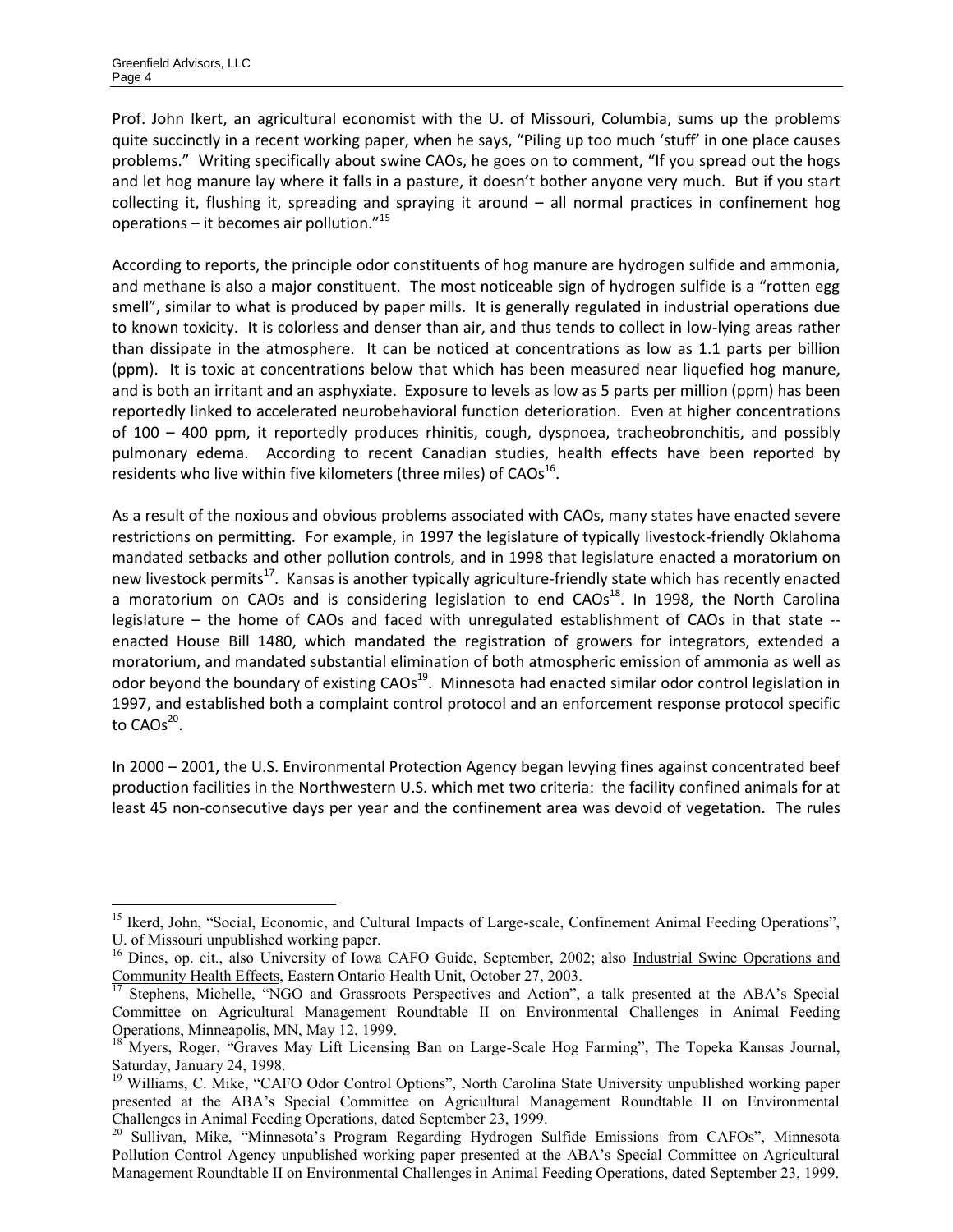Prof. John Ikert, an agricultural economist with the U. of Missouri, Columbia, sums up the problems quite succinctly in a recent working paper, when he says, "Piling up too much 'stuff' in one place causes problems." Writing specifically about swine CAOs, he goes on to comment, "If you spread out the hogs and let hog manure lay where it falls in a pasture, it doesn't bother anyone very much. But if you start collecting it, flushing it, spreading and spraying it around – all normal practices in confinement hog operations – it becomes air pollution."[15]

According to reports, the principle odor constituents of hog manure are hydrogen sulfide and ammonia, and methane is also a major constituent. The most noticeable sign of hydrogen sulfide is a "rotten egg smell", similar to what is produced by paper mills. It is generally regulated in industrial operations due to known toxicity. It is colorless and denser than air, and thus tends to collect in low-lying areas rather than dissipate in the atmosphere. It can be noticed at concentrations as low as 1.1 parts per billion (ppm). It is toxic at concentrations below that which has been measured near liquefied hog manure, and is both an irritant and an asphyxiate. Exposure to levels as low as 5 parts per million (ppm) has been reportedly linked to accelerated neurobehavioral function deterioration. Even at higher concentrations of 100 – 400 ppm, it reportedly produces rhinitis, cough, dyspnoea, tracheobronchitis, and possibly pulmonary edema. According to recent Canadian studies, health effects have been reported by residents who live within five kilometers (three miles) of CAOs[16].

As a result of the noxious and obvious problems associated with CAOs, many states have enacted severe restrictions on permitting. For example, in 1997 the legislature of typically livestock-friendly Oklahoma mandated setbacks and other pollution controls, and in 1998 that legislature enacted a moratorium on new livestock permits[17]. Kansas is another typically agriculture-friendly state which has recently enacted a moratorium on CAOs and is considering legislation to end CAOs[18]. In 1998, the North Carolina legislature – the home of CAOs and faced with unregulated establishment of CAOs in that state -- enacted House Bill 1480, which mandated the registration of growers for integrators, extended a moratorium, and mandated substantial elimination of both atmospheric emission of ammonia as well as odor beyond the boundary of existing CAOs[19]. Minnesota had enacted similar odor control legislation in 1997, and established both a complaint control protocol and an enforcement response protocol specific to CAOs[20].

In 2000 – 2001, the U.S. Environmental Protection Agency began levying fines against concentrated beef production facilities in the Northwestern U.S. which met two criteria: the facility confined animals for at least 45 non-consecutive days per year and the confinement area was devoid of vegetation. The rules

---

[15] Ikerd, John, "Social, Economic, and Cultural Impacts of Large-scale, Confinement Animal Feeding Operations", U. of Missouri unpublished working paper.

[16] Dines, op. cit., also University of Iowa CAFO Guide, September, 2002; also Industrial Swine Operations and Community Health Effects, Eastern Ontario Health Unit, October 27, 2003.

[17] Stephens, Michelle, "NGO and Grassroots Perspectives and Action", a talk presented at the ABA's Special Committee on Agricultural Management Roundtable II on Environmental Challenges in Animal Feeding Operations, Minneapolis, MN, May 12, 1999.

[18] Myers, Roger, "Graves May Lift Licensing Ban on Large-Scale Hog Farming", The Topeka Kansas Journal, Saturday, January 24, 1998.

[19] Williams, C. Mike, "CAFO Odor Control Options", North Carolina State University unpublished working paper presented at the ABA's Special Committee on Agricultural Management Roundtable II on Environmental Challenges in Animal Feeding Operations, dated September 23, 1999.

[20] Sullivan, Mike, "Minnesota's Program Regarding Hydrogen Sulfide Emissions from CAFOs", Minnesota Pollution Control Agency unpublished working paper presented at the ABA's Special Committee on Agricultural Management Roundtable II on Environmental Challenges in Animal Feeding Operations, dated September 23, 1999.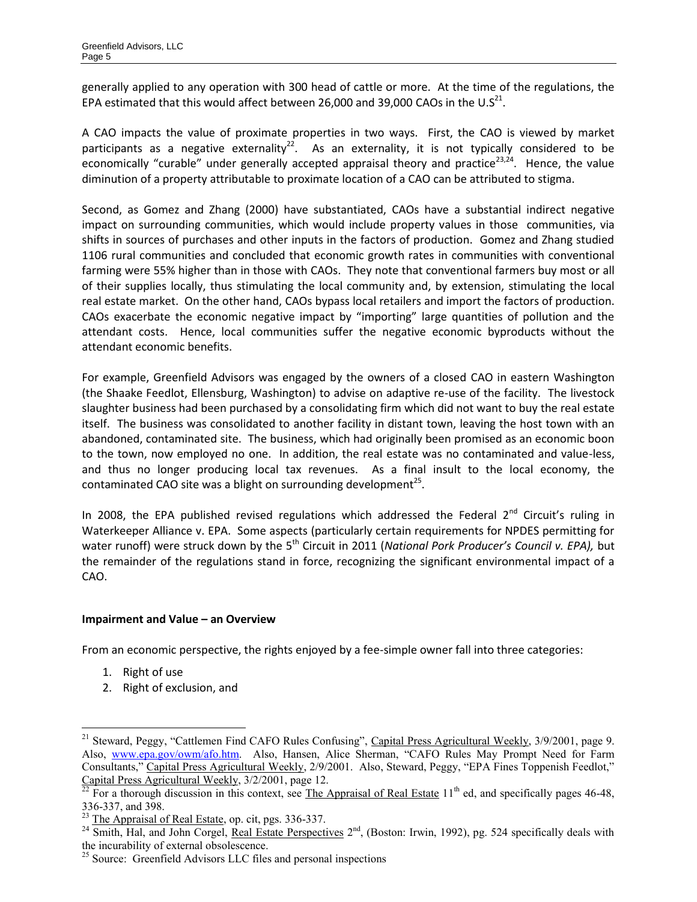generally applied to any operation with 300 head of cattle or more. At the time of the regulations, the EPA estimated that this would affect between 26,000 and 39,000 CAOs in the U.S[21].

A CAO impacts the value of proximate properties in two ways. First, the CAO is viewed by market participants as a negative externality[22]. As an externality, it is not typically considered to be economically "curable" under generally accepted appraisal theory and practice[23,24]. Hence, the value diminution of a property attributable to proximate location of a CAO can be attributed to stigma.

Second, as Gomez and Zhang (2000) have substantiated, CAOs have a substantial indirect negative impact on surrounding communities, which would include property values in those communities, via shifts in sources of purchases and other inputs in the factors of production. Gomez and Zhang studied 1106 rural communities and concluded that economic growth rates in communities with conventional farming were 55% higher than in those with CAOs. They note that conventional farmers buy most or all of their supplies locally, thus stimulating the local community and, by extension, stimulating the local real estate market. On the other hand, CAOs bypass local retailers and import the factors of production. CAOs exacerbate the economic negative impact by "importing" large quantities of pollution and the attendant costs. Hence, local communities suffer the negative economic byproducts without the attendant economic benefits.

For example, Greenfield Advisors was engaged by the owners of a closed CAO in eastern Washington (the Shaake Feedlot, Ellensburg, Washington) to advise on adaptive re-use of the facility. The livestock slaughter business had been purchased by a consolidating firm which did not want to buy the real estate itself. The business was consolidated to another facility in distant town, leaving the host town with an abandoned, contaminated site. The business, which had originally been promised as an economic boon to the town, now employed no one. In addition, the real estate was no contaminated and value-less, and thus no longer producing local tax revenues. As a final insult to the local economy, the contaminated CAO site was a blight on surrounding development[25].

In 2008, the EPA published revised regulations which addressed the Federal 2nd Circuit's ruling in Waterkeeper Alliance v. EPA. Some aspects (particularly certain requirements for NPDES permitting for water runoff) were struck down by the 5th Circuit in 2011 (*National Pork Producer's Council v. EPA),* but the remainder of the regulations stand in force, recognizing the significant environmental impact of a CAO.

## Impairment and Value – an Overview

From an economic perspective, the rights enjoyed by a fee-simple owner fall into three categories:

1. Right of use
2. Right of exclusion, and

---

[21] Steward, Peggy, "Cattlemen Find CAFO Rules Confusing", Capital Press Agricultural Weekly, 3/9/2001, page 9. Also, www.epa.gov/owm/afo.htm. Also, Hansen, Alice Sherman, "CAFO Rules May Prompt Need for Farm Consultants," Capital Press Agricultural Weekly, 2/9/2001. Also, Steward, Peggy, "EPA Fines Toppenish Feedlot," Capital Press Agricultural Weekly, 3/2/2001, page 12.

[22] For a thorough discussion in this context, see The Appraisal of Real Estate 11th ed, and specifically pages 46-48, 336-337, and 398.

[23] The Appraisal of Real Estate, op. cit, pgs. 336-337.

[24] Smith, Hal, and John Corgel, Real Estate Perspectives 2nd, (Boston: Irwin, 1992), pg. 524 specifically deals with the incurability of external obsolescence.

[25] Source: Greenfield Advisors LLC files and personal inspections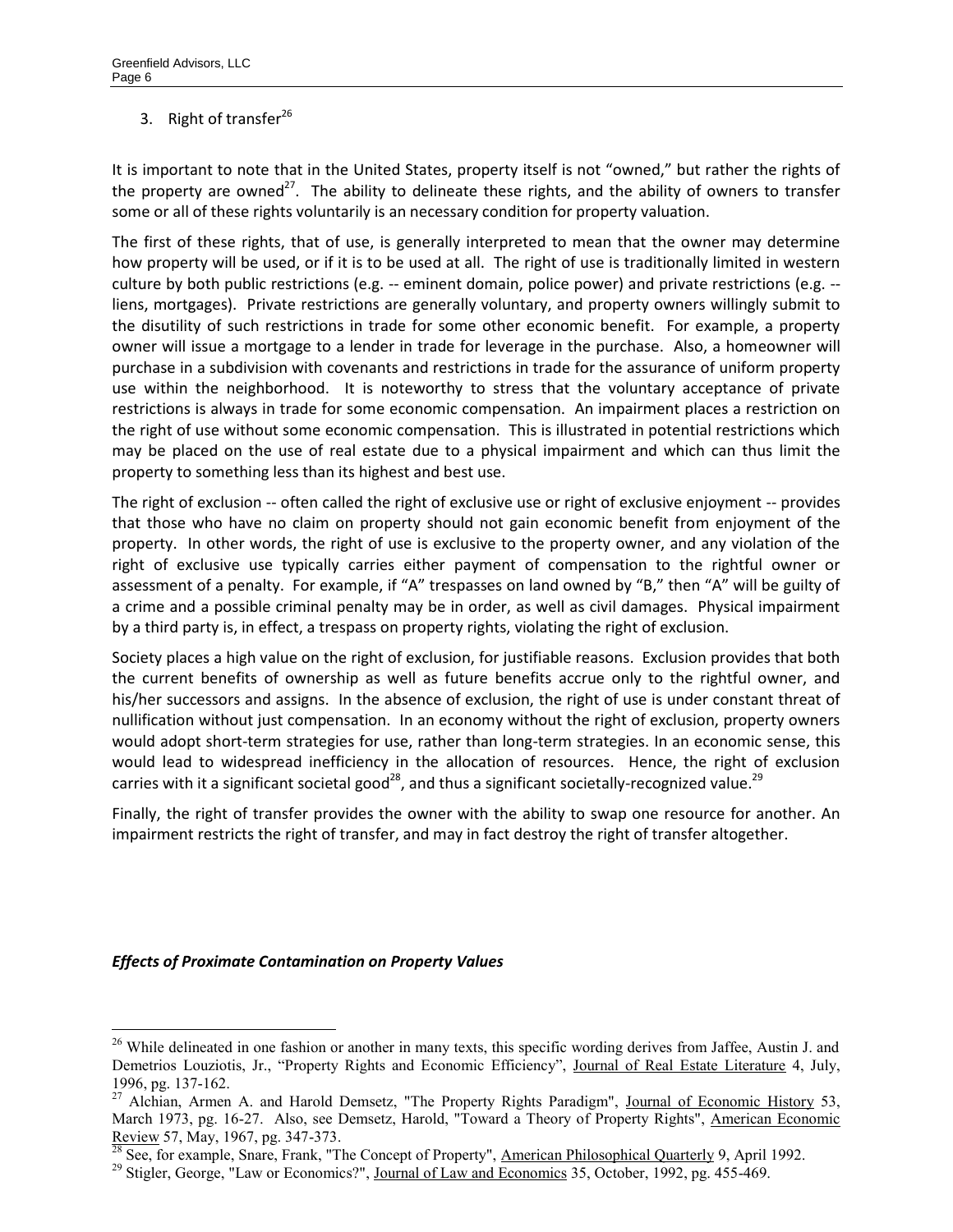3. Right of transfer[26]

It is important to note that in the United States, property itself is not "owned," but rather the rights of the property are owned[27]. The ability to delineate these rights, and the ability of owners to transfer some or all of these rights voluntarily is an necessary condition for property valuation.

The first of these rights, that of use, is generally interpreted to mean that the owner may determine how property will be used, or if it is to be used at all. The right of use is traditionally limited in western culture by both public restrictions (e.g. -- eminent domain, police power) and private restrictions (e.g. -- liens, mortgages). Private restrictions are generally voluntary, and property owners willingly submit to the disutility of such restrictions in trade for some other economic benefit. For example, a property owner will issue a mortgage to a lender in trade for leverage in the purchase. Also, a homeowner will purchase in a subdivision with covenants and restrictions in trade for the assurance of uniform property use within the neighborhood. It is noteworthy to stress that the voluntary acceptance of private restrictions is always in trade for some economic compensation. An impairment places a restriction on the right of use without some economic compensation. This is illustrated in potential restrictions which may be placed on the use of real estate due to a physical impairment and which can thus limit the property to something less than its highest and best use.

The right of exclusion -- often called the right of exclusive use or right of exclusive enjoyment -- provides that those who have no claim on property should not gain economic benefit from enjoyment of the property. In other words, the right of use is exclusive to the property owner, and any violation of the right of exclusive use typically carries either payment of compensation to the rightful owner or assessment of a penalty. For example, if "A" trespasses on land owned by "B," then "A" will be guilty of a crime and a possible criminal penalty may be in order, as well as civil damages. Physical impairment by a third party is, in effect, a trespass on property rights, violating the right of exclusion.

Society places a high value on the right of exclusion, for justifiable reasons. Exclusion provides that both the current benefits of ownership as well as future benefits accrue only to the rightful owner, and his/her successors and assigns. In the absence of exclusion, the right of use is under constant threat of nullification without just compensation. In an economy without the right of exclusion, property owners would adopt short-term strategies for use, rather than long-term strategies. In an economic sense, this would lead to widespread inefficiency in the allocation of resources. Hence, the right of exclusion carries with it a significant societal good[28], and thus a significant societally-recognized value.[29]

Finally, the right of transfer provides the owner with the ability to swap one resource for another. An impairment restricts the right of transfer, and may in fact destroy the right of transfer altogether.

***Effects of Proximate Contamination on Property Values***

---

[26] While delineated in one fashion or another in many texts, this specific wording derives from Jaffee, Austin J. and Demetrios Louziotis, Jr., "Property Rights and Economic Efficiency", Journal of Real Estate Literature 4, July, 1996, pg. 137-162.

[27] Alchian, Armen A. and Harold Demsetz, "The Property Rights Paradigm", Journal of Economic History 53, March 1973, pg. 16-27. Also, see Demsetz, Harold, "Toward a Theory of Property Rights", American Economic Review 57, May, 1967, pg. 347-373.

[28] See, for example, Snare, Frank, "The Concept of Property", American Philosophical Quarterly 9, April 1992.

[29] Stigler, George, "Law or Economics?", Journal of Law and Economics 35, October, 1992, pg. 455-469.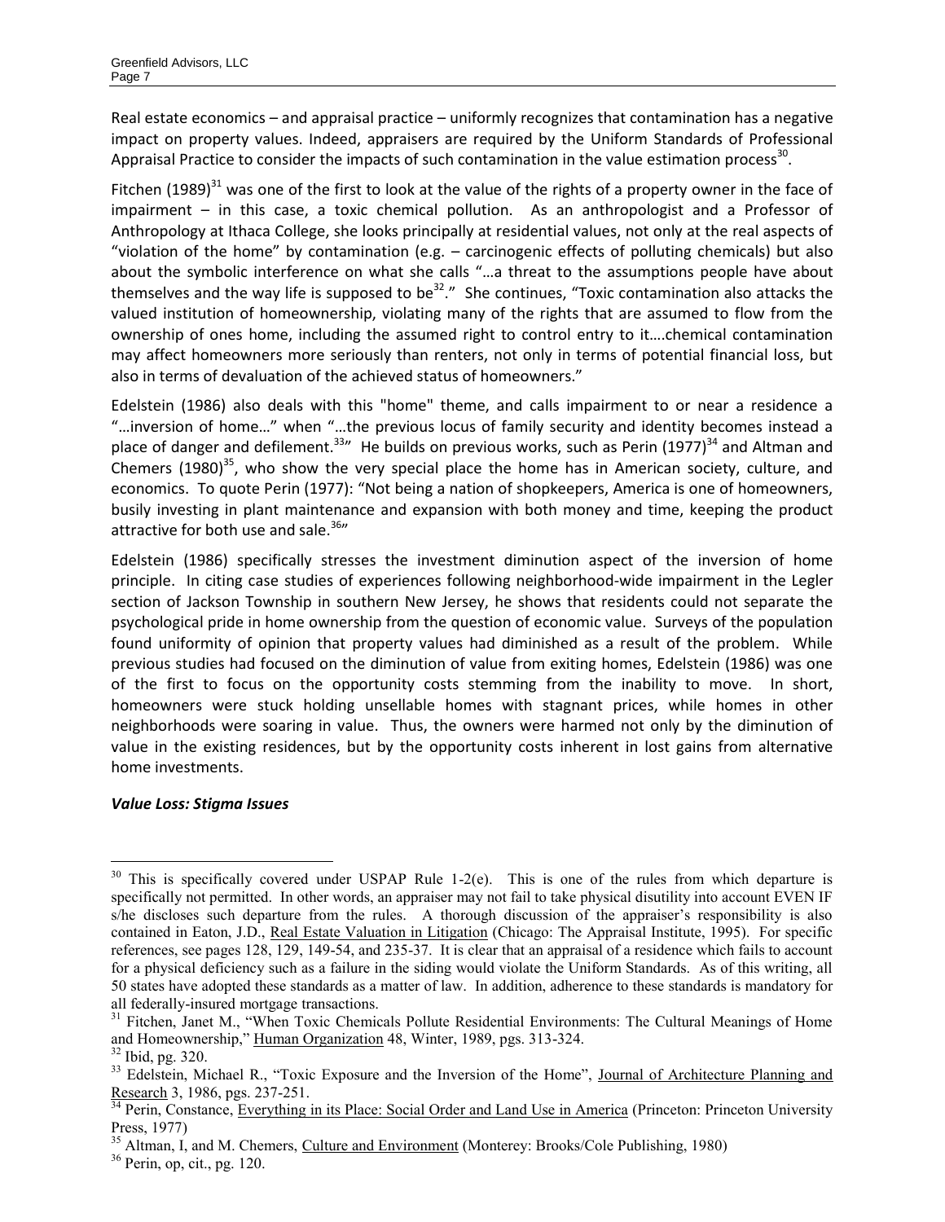Real estate economics – and appraisal practice – uniformly recognizes that contamination has a negative impact on property values. Indeed, appraisers are required by the Uniform Standards of Professional Appraisal Practice to consider the impacts of such contamination in the value estimation process[30].

Fitchen (1989)[31] was one of the first to look at the value of the rights of a property owner in the face of impairment – in this case, a toxic chemical pollution. As an anthropologist and a Professor of Anthropology at Ithaca College, she looks principally at residential values, not only at the real aspects of "violation of the home" by contamination (e.g. – carcinogenic effects of polluting chemicals) but also about the symbolic interference on what she calls "…a threat to the assumptions people have about themselves and the way life is supposed to be[32]." She continues, "Toxic contamination also attacks the valued institution of homeownership, violating many of the rights that are assumed to flow from the ownership of ones home, including the assumed right to control entry to it….chemical contamination may affect homeowners more seriously than renters, not only in terms of potential financial loss, but also in terms of devaluation of the achieved status of homeowners."

Edelstein (1986) also deals with this "home" theme, and calls impairment to or near a residence a "…inversion of home…" when "…the previous locus of family security and identity becomes instead a place of danger and defilement.[33]" He builds on previous works, such as Perin (1977)[34] and Altman and Chemers (1980)[35], who show the very special place the home has in American society, culture, and economics. To quote Perin (1977): "Not being a nation of shopkeepers, America is one of homeowners, busily investing in plant maintenance and expansion with both money and time, keeping the product attractive for both use and sale.[36]"

Edelstein (1986) specifically stresses the investment diminution aspect of the inversion of home principle. In citing case studies of experiences following neighborhood-wide impairment in the Legler section of Jackson Township in southern New Jersey, he shows that residents could not separate the psychological pride in home ownership from the question of economic value. Surveys of the population found uniformity of opinion that property values had diminished as a result of the problem. While previous studies had focused on the diminution of value from exiting homes, Edelstein (1986) was one of the first to focus on the opportunity costs stemming from the inability to move. In short, homeowners were stuck holding unsellable homes with stagnant prices, while homes in other neighborhoods were soaring in value. Thus, the owners were harmed not only by the diminution of value in the existing residences, but by the opportunity costs inherent in lost gains from alternative home investments.

***Value Loss: Stigma Issues***

---

[30] This is specifically covered under USPAP Rule 1-2(e). This is one of the rules from which departure is specifically not permitted. In other words, an appraiser may not fail to take physical disutility into account EVEN IF s/he discloses such departure from the rules. A thorough discussion of the appraiser's responsibility is also contained in Eaton, J.D., Real Estate Valuation in Litigation (Chicago: The Appraisal Institute, 1995). For specific references, see pages 128, 129, 149-54, and 235-37. It is clear that an appraisal of a residence which fails to account for a physical deficiency such as a failure in the siding would violate the Uniform Standards. As of this writing, all 50 states have adopted these standards as a matter of law. In addition, adherence to these standards is mandatory for all federally-insured mortgage transactions.

[31] Fitchen, Janet M., "When Toxic Chemicals Pollute Residential Environments: The Cultural Meanings of Home and Homeownership," Human Organization 48, Winter, 1989, pgs. 313-324.

[32] Ibid, pg. 320.

[33] Edelstein, Michael R., "Toxic Exposure and the Inversion of the Home", Journal of Architecture Planning and Research 3, 1986, pgs. 237-251.

[34] Perin, Constance, Everything in its Place: Social Order and Land Use in America (Princeton: Princeton University Press, 1977)

[35] Altman, I, and M. Chemers, Culture and Environment (Monterey: Brooks/Cole Publishing, 1980)

[36] Perin, op, cit., pg. 120.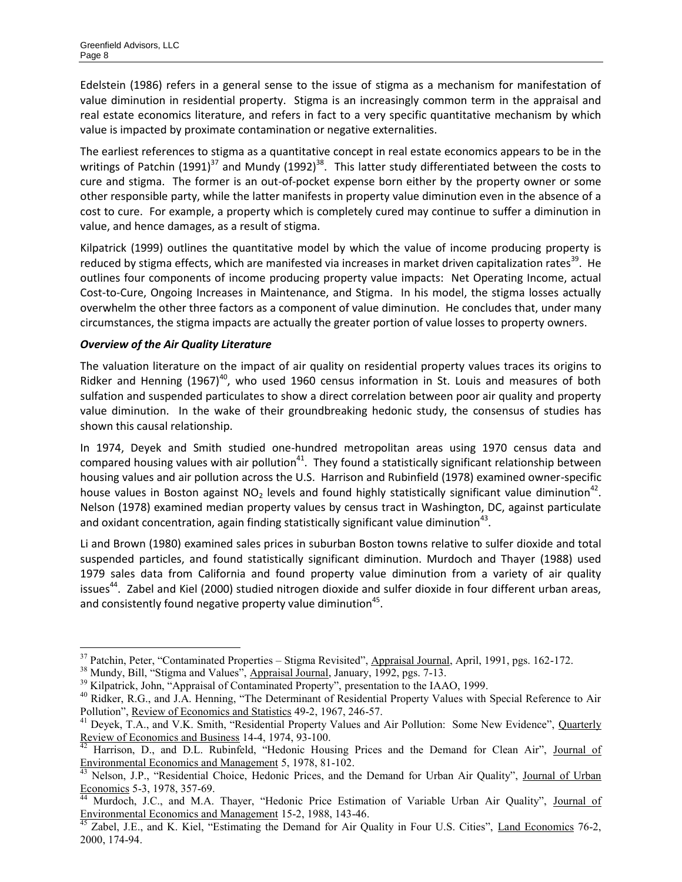Edelstein (1986) refers in a general sense to the issue of stigma as a mechanism for manifestation of value diminution in residential property. Stigma is an increasingly common term in the appraisal and real estate economics literature, and refers in fact to a very specific quantitative mechanism by which value is impacted by proximate contamination or negative externalities.

The earliest references to stigma as a quantitative concept in real estate economics appears to be in the writings of Patchin (1991)[37] and Mundy (1992)[38]. This latter study differentiated between the costs to cure and stigma. The former is an out-of-pocket expense born either by the property owner or some other responsible party, while the latter manifests in property value diminution even in the absence of a cost to cure. For example, a property which is completely cured may continue to suffer a diminution in value, and hence damages, as a result of stigma.

Kilpatrick (1999) outlines the quantitative model by which the value of income producing property is reduced by stigma effects, which are manifested via increases in market driven capitalization rates[39]. He outlines four components of income producing property value impacts: Net Operating Income, actual Cost-to-Cure, Ongoing Increases in Maintenance, and Stigma. In his model, the stigma losses actually overwhelm the other three factors as a component of value diminution. He concludes that, under many circumstances, the stigma impacts are actually the greater portion of value losses to property owners.

***Overview of the Air Quality Literature***

The valuation literature on the impact of air quality on residential property values traces its origins to Ridker and Henning (1967)[40], who used 1960 census information in St. Louis and measures of both sulfation and suspended particulates to show a direct correlation between poor air quality and property value diminution. In the wake of their groundbreaking hedonic study, the consensus of studies has shown this causal relationship.

In 1974, Deyek and Smith studied one-hundred metropolitan areas using 1970 census data and compared housing values with air pollution[41]. They found a statistically significant relationship between housing values and air pollution across the U.S. Harrison and Rubinfield (1978) examined owner-specific house values in Boston against $NO_2$ levels and found highly statistically significant value diminution[42]. Nelson (1978) examined median property values by census tract in Washington, DC, against particulate and oxidant concentration, again finding statistically significant value diminution[43].

Li and Brown (1980) examined sales prices in suburban Boston towns relative to sulfer dioxide and total suspended particles, and found statistically significant diminution. Murdoch and Thayer (1988) used 1979 sales data from California and found property value diminution from a variety of air quality issues[44]. Zabel and Kiel (2000) studied nitrogen dioxide and sulfer dioxide in four different urban areas, and consistently found negative property value diminution[45].

---

[37] Patchin, Peter, "Contaminated Properties – Stigma Revisited", Appraisal Journal, April, 1991, pgs. 162-172.

[38] Mundy, Bill, "Stigma and Values", Appraisal Journal, January, 1992, pgs. 7-13.

[39] Kilpatrick, John, "Appraisal of Contaminated Property", presentation to the IAAO, 1999.

[40] Ridker, R.G., and J.A. Henning, "The Determinant of Residential Property Values with Special Reference to Air Pollution", Review of Economics and Statistics 49-2, 1967, 246-57.

[41] Deyek, T.A., and V.K. Smith, "Residential Property Values and Air Pollution: Some New Evidence", Quarterly Review of Economics and Business 14-4, 1974, 93-100.

[42] Harrison, D., and D.L. Rubinfeld, "Hedonic Housing Prices and the Demand for Clean Air", Journal of Environmental Economics and Management 5, 1978, 81-102.

[43] Nelson, J.P., "Residential Choice, Hedonic Prices, and the Demand for Urban Air Quality", Journal of Urban Economics 5-3, 1978, 357-69.

[44] Murdoch, J.C., and M.A. Thayer, "Hedonic Price Estimation of Variable Urban Air Quality", Journal of Environmental Economics and Management 15-2, 1988, 143-46.

[45] Zabel, J.E., and K. Kiel, "Estimating the Demand for Air Quality in Four U.S. Cities", Land Economics 76-2, 2000, 174-94.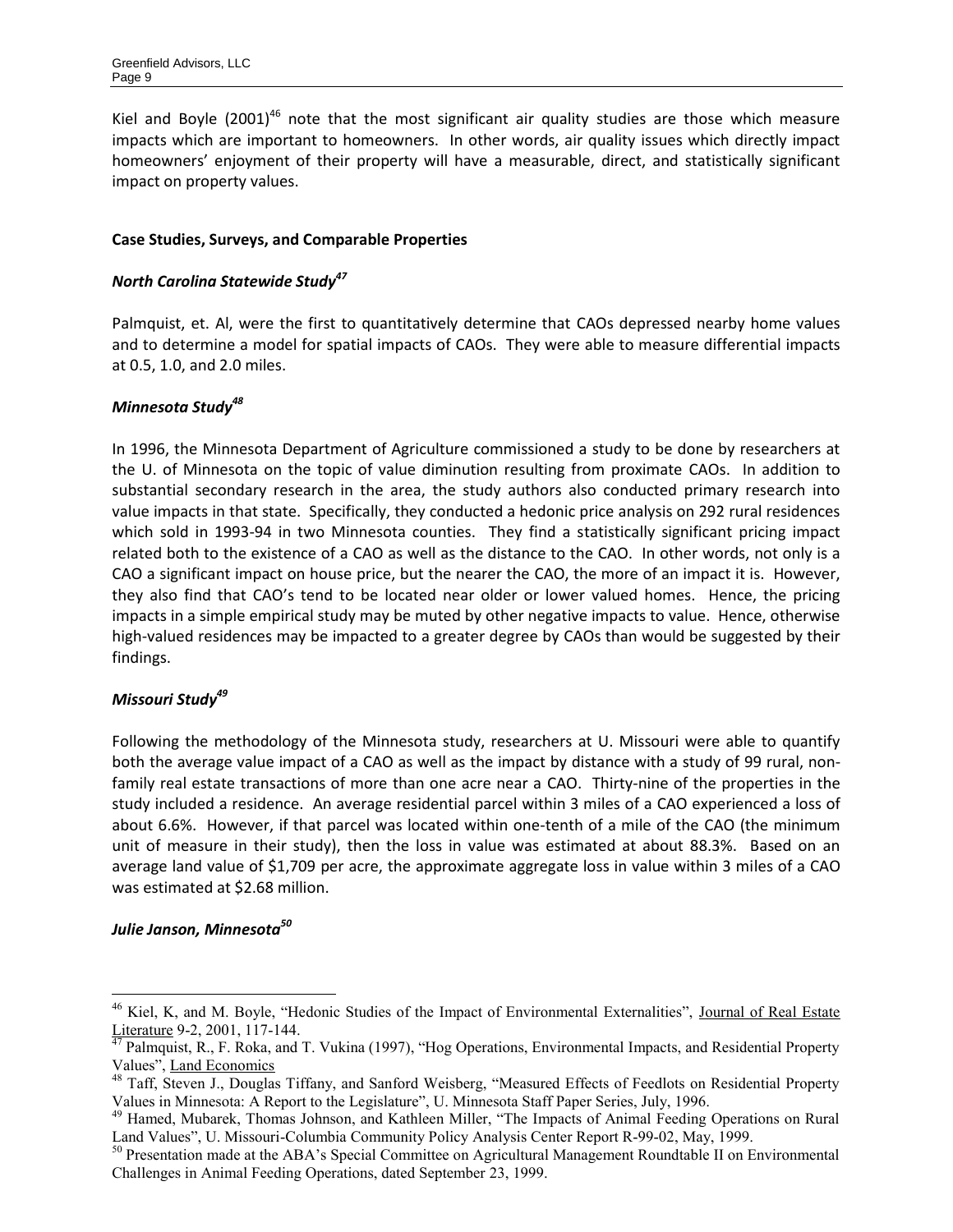Kiel and Boyle (2001)[46] note that the most significant air quality studies are those which measure impacts which are important to homeowners. In other words, air quality issues which directly impact homeowners' enjoyment of their property will have a measurable, direct, and statistically significant impact on property values.

### Case Studies, Surveys, and Comparable Properties

#### *North Carolina Statewide Study*[47]

Palmquist, et. Al, were the first to quantitatively determine that CAOs depressed nearby home values and to determine a model for spatial impacts of CAOs. They were able to measure differential impacts at 0.5, 1.0, and 2.0 miles.

#### *Minnesota Study*[48]

In 1996, the Minnesota Department of Agriculture commissioned a study to be done by researchers at the U. of Minnesota on the topic of value diminution resulting from proximate CAOs. In addition to substantial secondary research in the area, the study authors also conducted primary research into value impacts in that state. Specifically, they conducted a hedonic price analysis on 292 rural residences which sold in 1993-94 in two Minnesota counties. They find a statistically significant pricing impact related both to the existence of a CAO as well as the distance to the CAO. In other words, not only is a CAO a significant impact on house price, but the nearer the CAO, the more of an impact it is. However, they also find that CAO's tend to be located near older or lower valued homes. Hence, the pricing impacts in a simple empirical study may be muted by other negative impacts to value. Hence, otherwise high-valued residences may be impacted to a greater degree by CAOs than would be suggested by their findings.

#### *Missouri Study*[49]

Following the methodology of the Minnesota study, researchers at U. Missouri were able to quantify both the average value impact of a CAO as well as the impact by distance with a study of 99 rural, non-family real estate transactions of more than one acre near a CAO. Thirty-nine of the properties in the study included a residence. An average residential parcel within 3 miles of a CAO experienced a loss of about 6.6%. However, if that parcel was located within one-tenth of a mile of the CAO (the minimum unit of measure in their study), then the loss in value was estimated at about 88.3%. Based on an average land value of $1,709 per acre, the approximate aggregate loss in value within 3 miles of a CAO was estimated at $2.68 million.

#### *Julie Janson, Minnesota*[50]

---

[46] Kiel, K, and M. Boyle, "Hedonic Studies of the Impact of Environmental Externalities", Journal of Real Estate Literature 9-2, 2001, 117-144.

[47] Palmquist, R., F. Roka, and T. Vukina (1997), "Hog Operations, Environmental Impacts, and Residential Property Values", Land Economics

[48] Taff, Steven J., Douglas Tiffany, and Sanford Weisberg, "Measured Effects of Feedlots on Residential Property Values in Minnesota: A Report to the Legislature", U. Minnesota Staff Paper Series, July, 1996.

[49] Hamed, Mubarek, Thomas Johnson, and Kathleen Miller, "The Impacts of Animal Feeding Operations on Rural Land Values", U. Missouri-Columbia Community Policy Analysis Center Report R-99-02, May, 1999.

[50] Presentation made at the ABA's Special Committee on Agricultural Management Roundtable II on Environmental Challenges in Animal Feeding Operations, dated September 23, 1999.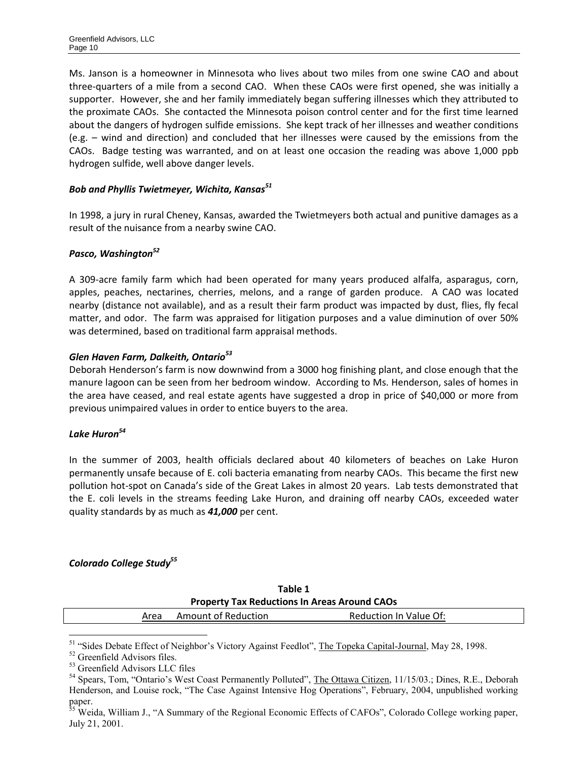Ms. Janson is a homeowner in Minnesota who lives about two miles from one swine CAO and about three-quarters of a mile from a second CAO. When these CAOs were first opened, she was initially a supporter. However, she and her family immediately began suffering illnesses which they attributed to the proximate CAOs. She contacted the Minnesota poison control center and for the first time learned about the dangers of hydrogen sulfide emissions. She kept track of her illnesses and weather conditions (e.g. – wind and direction) and concluded that her illnesses were caused by the emissions from the CAOs. Badge testing was warranted, and on at least one occasion the reading was above 1,000 ppb hydrogen sulfide, well above danger levels.

### *Bob and Phyllis Twietmeyer, Wichita, Kansas*[51]

In 1998, a jury in rural Cheney, Kansas, awarded the Twietmeyers both actual and punitive damages as a result of the nuisance from a nearby swine CAO.

### *Pasco, Washington*[52]

A 309-acre family farm which had been operated for many years produced alfalfa, asparagus, corn, apples, peaches, nectarines, cherries, melons, and a range of garden produce. A CAO was located nearby (distance not available), and as a result their farm product was impacted by dust, flies, fly fecal matter, and odor. The farm was appraised for litigation purposes and a value diminution of over 50% was determined, based on traditional farm appraisal methods.

### *Glen Haven Farm, Dalkeith, Ontario*[53]

Deborah Henderson's farm is now downwind from a 3000 hog finishing plant, and close enough that the manure lagoon can be seen from her bedroom window. According to Ms. Henderson, sales of homes in the area have ceased, and real estate agents have suggested a drop in price of $40,000 or more from previous unimpaired values in order to entice buyers to the area.

### *Lake Huron*[54]

In the summer of 2003, health officials declared about 40 kilometers of beaches on Lake Huron permanently unsafe because of E. coli bacteria emanating from nearby CAOs. This became the first new pollution hot-spot on Canada's side of the Great Lakes in almost 20 years. Lab tests demonstrated that the E. coli levels in the streams feeding Lake Huron, and draining off nearby CAOs, exceeded water quality standards by as much as ***41,000*** per cent.

### *Colorado College Study*[55]

**Table 1**
**Property Tax Reductions In Areas Around CAOs**

| Area | Amount of Reduction | Reduction In Value Of: |
|---|---|---|

---

[51] "Sides Debate Effect of Neighbor's Victory Against Feedlot", The Topeka Capital-Journal, May 28, 1998.

[52] Greenfield Advisors files.

[53] Greenfield Advisors LLC files

[54] Spears, Tom, "Ontario's West Coast Permanently Polluted", The Ottawa Citizen, 11/15/03.; Dines, R.E., Deborah Henderson, and Louise rock, "The Case Against Intensive Hog Operations", February, 2004, unpublished working paper.

[55] Weida, William J., "A Summary of the Regional Economic Effects of CAFOs", Colorado College working paper, July 21, 2001.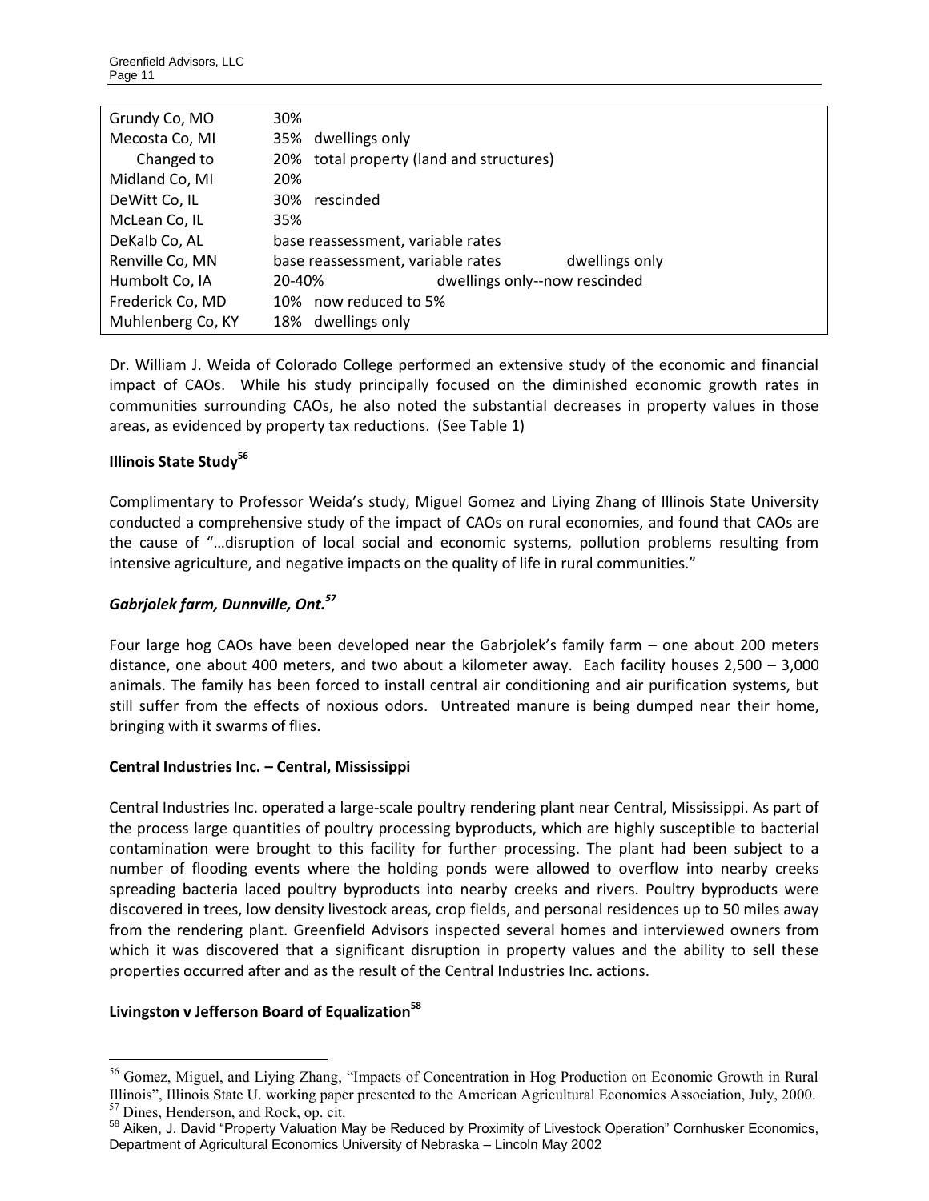| | | |
|---|---|---|
| Grundy Co, MO | 30% | |
| Mecosta Co, MI | 35% dwellings only | |
| Changed to | 20% total property (land and structures) | |
| Midland Co, MI | 20% | |
| DeWitt Co, IL | 30% rescinded | |
| McLean Co, IL | 35% | |
| DeKalb Co, AL | base reassessment, variable rates | |
| Renville Co, MN | base reassessment, variable rates | dwellings only |
| Humbolt Co, IA | 20-40% | dwellings only--now rescinded |
| Frederick Co, MD | 10% now reduced to 5% | |
| Muhlenberg Co, KY | 18% dwellings only | |

Dr. William J. Weida of Colorado College performed an extensive study of the economic and financial impact of CAOs. While his study principally focused on the diminished economic growth rates in communities surrounding CAOs, he also noted the substantial decreases in property values in those areas, as evidenced by property tax reductions. (See Table 1)

**Illinois State Study[56]**

Complimentary to Professor Weida's study, Miguel Gomez and Liying Zhang of Illinois State University conducted a comprehensive study of the impact of CAOs on rural economies, and found that CAOs are the cause of "…disruption of local social and economic systems, pollution problems resulting from intensive agriculture, and negative impacts on the quality of life in rural communities."

***Gabrjolek farm, Dunnville, Ont.[57]***

Four large hog CAOs have been developed near the Gabrjolek's family farm – one about 200 meters distance, one about 400 meters, and two about a kilometer away. Each facility houses 2,500 – 3,000 animals. The family has been forced to install central air conditioning and air purification systems, but still suffer from the effects of noxious odors. Untreated manure is being dumped near their home, bringing with it swarms of flies.

**Central Industries Inc. – Central, Mississippi**

Central Industries Inc. operated a large-scale poultry rendering plant near Central, Mississippi. As part of the process large quantities of poultry processing byproducts, which are highly susceptible to bacterial contamination were brought to this facility for further processing. The plant had been subject to a number of flooding events where the holding ponds were allowed to overflow into nearby creeks spreading bacteria laced poultry byproducts into nearby creeks and rivers. Poultry byproducts were discovered in trees, low density livestock areas, crop fields, and personal residences up to 50 miles away from the rendering plant. Greenfield Advisors inspected several homes and interviewed owners from which it was discovered that a significant disruption in property values and the ability to sell these properties occurred after and as the result of the Central Industries Inc. actions.

**Livingston v Jefferson Board of Equalization[58]**

---

[56] Gomez, Miguel, and Liying Zhang, "Impacts of Concentration in Hog Production on Economic Growth in Rural Illinois", Illinois State U. working paper presented to the American Agricultural Economics Association, July, 2000.

[57] Dines, Henderson, and Rock, op. cit.

[58] Aiken, J. David "Property Valuation May be Reduced by Proximity of Livestock Operation" Cornhusker Economics, Department of Agricultural Economics University of Nebraska – Lincoln May 2002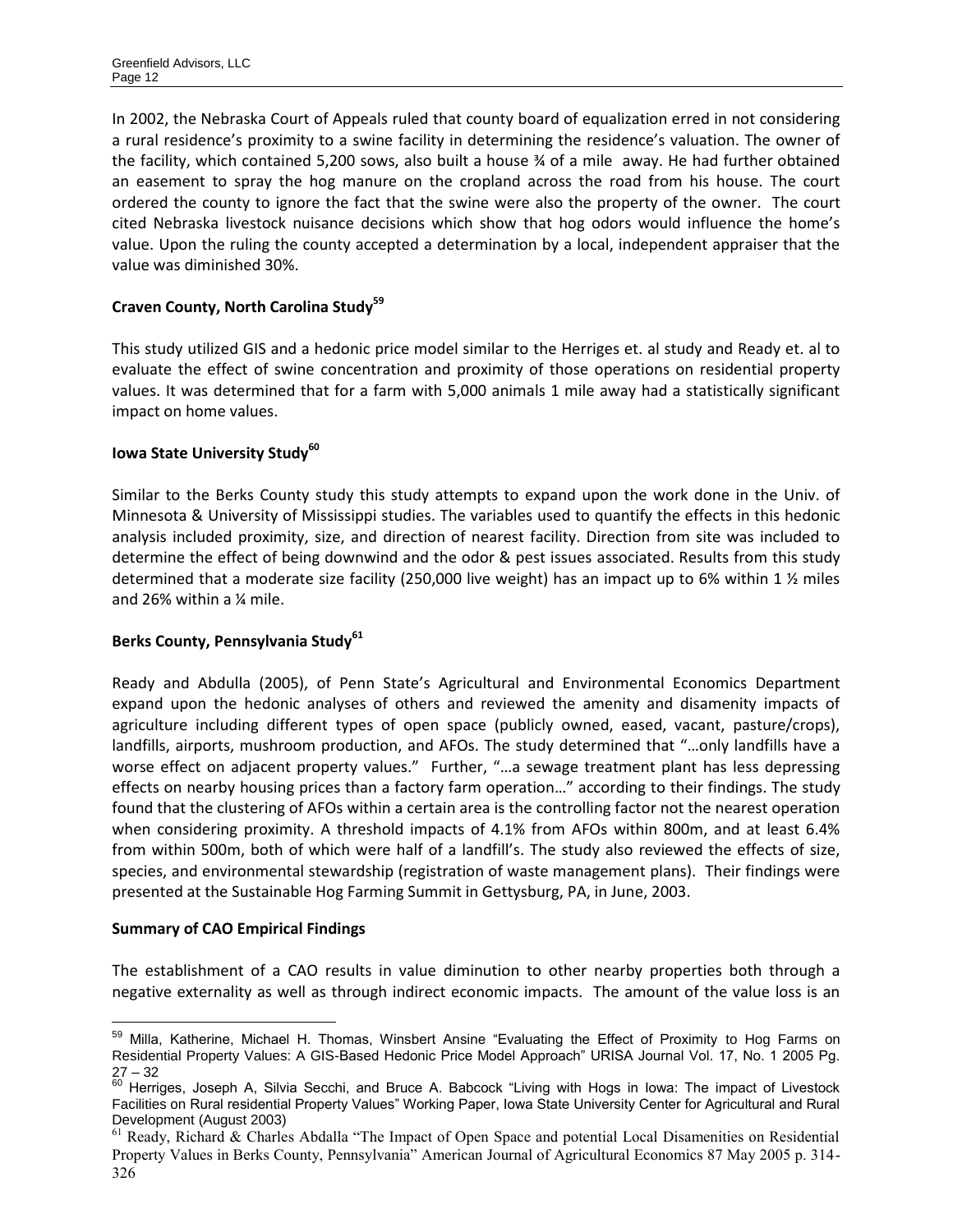In 2002, the Nebraska Court of Appeals ruled that county board of equalization erred in not considering a rural residence's proximity to a swine facility in determining the residence's valuation. The owner of the facility, which contained 5,200 sows, also built a house ¾ of a mile away. He had further obtained an easement to spray the hog manure on the cropland across the road from his house. The court ordered the county to ignore the fact that the swine were also the property of the owner. The court cited Nebraska livestock nuisance decisions which show that hog odors would influence the home's value. Upon the ruling the county accepted a determination by a local, independent appraiser that the value was diminished 30%.

**Craven County, North Carolina Study[59]**

This study utilized GIS and a hedonic price model similar to the Herriges et. al study and Ready et. al to evaluate the effect of swine concentration and proximity of those operations on residential property values. It was determined that for a farm with 5,000 animals 1 mile away had a statistically significant impact on home values.

**Iowa State University Study[60]**

Similar to the Berks County study this study attempts to expand upon the work done in the Univ. of Minnesota & University of Mississippi studies. The variables used to quantify the effects in this hedonic analysis included proximity, size, and direction of nearest facility. Direction from site was included to determine the effect of being downwind and the odor & pest issues associated. Results from this study determined that a moderate size facility (250,000 live weight) has an impact up to 6% within 1 ½ miles and 26% within a ¼ mile.

**Berks County, Pennsylvania Study[61]**

Ready and Abdulla (2005), of Penn State's Agricultural and Environmental Economics Department expand upon the hedonic analyses of others and reviewed the amenity and disamenity impacts of agriculture including different types of open space (publicly owned, eased, vacant, pasture/crops), landfills, airports, mushroom production, and AFOs. The study determined that "…only landfills have a worse effect on adjacent property values." Further, "…a sewage treatment plant has less depressing effects on nearby housing prices than a factory farm operation…" according to their findings. The study found that the clustering of AFOs within a certain area is the controlling factor not the nearest operation when considering proximity. A threshold impacts of 4.1% from AFOs within 800m, and at least 6.4% from within 500m, both of which were half of a landfill's. The study also reviewed the effects of size, species, and environmental stewardship (registration of waste management plans). Their findings were presented at the Sustainable Hog Farming Summit in Gettysburg, PA, in June, 2003.

**Summary of CAO Empirical Findings**

The establishment of a CAO results in value diminution to other nearby properties both through a negative externality as well as through indirect economic impacts. The amount of the value loss is an

---

[59] Milla, Katherine, Michael H. Thomas, Winsbert Ansine "Evaluating the Effect of Proximity to Hog Farms on Residential Property Values: A GIS-Based Hedonic Price Model Approach" URISA Journal Vol. 17, No. 1 2005 Pg. 27 – 32

[60] Herriges, Joseph A, Silvia Secchi, and Bruce A. Babcock "Living with Hogs in Iowa: The impact of Livestock Facilities on Rural residential Property Values" Working Paper, Iowa State University Center for Agricultural and Rural Development (August 2003)

[61] Ready, Richard & Charles Abdalla "The Impact of Open Space and potential Local Disamenities on Residential Property Values in Berks County, Pennsylvania" American Journal of Agricultural Economics 87 May 2005 p. 314-326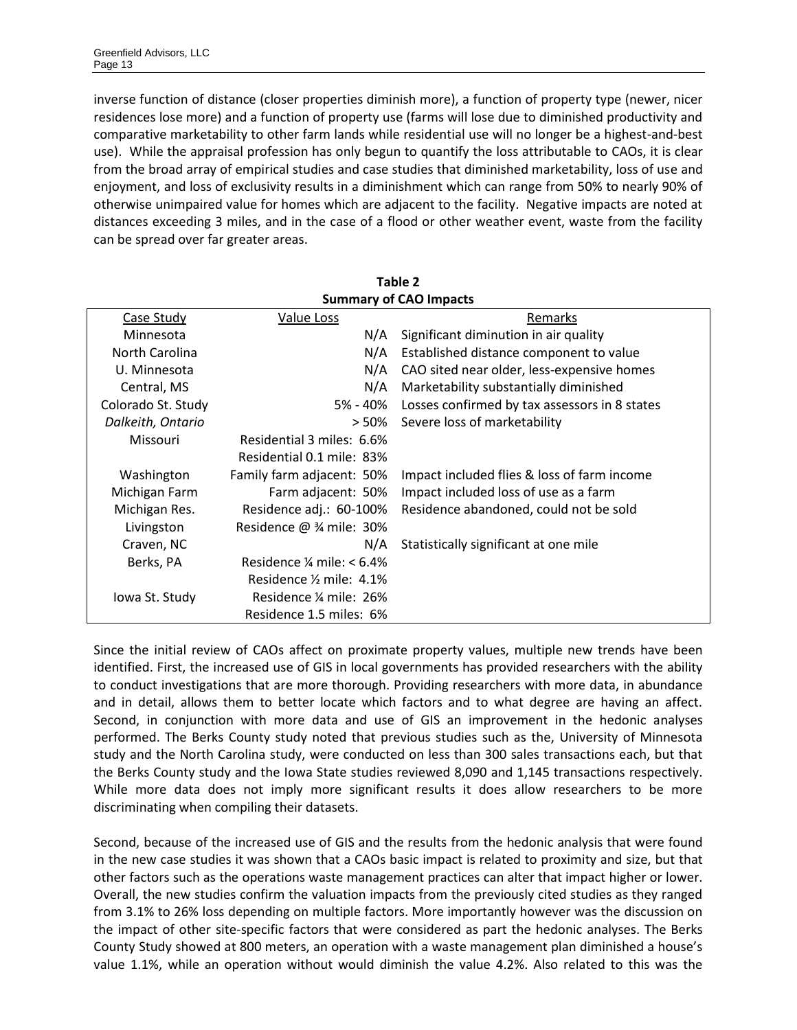inverse function of distance (closer properties diminish more), a function of property type (newer, nicer residences lose more) and a function of property use (farms will lose due to diminished productivity and comparative marketability to other farm lands while residential use will no longer be a highest-and-best use). While the appraisal profession has only begun to quantify the loss attributable to CAOs, it is clear from the broad array of empirical studies and case studies that diminished marketability, loss of use and enjoyment, and loss of exclusivity results in a diminishment which can range from 50% to nearly 90% of otherwise unimpaired value for homes which are adjacent to the facility. Negative impacts are noted at distances exceeding 3 miles, and in the case of a flood or other weather event, waste from the facility can be spread over far greater areas.

**Table 2**
**Summary of CAO Impacts**

| Case Study | Value Loss | Remarks |
|---|---|---|
| Minnesota | N/A | Significant diminution in air quality |
| North Carolina | N/A | Established distance component to value |
| U. Minnesota | N/A | CAO sited near older, less-expensive homes |
| Central, MS | N/A | Marketability substantially diminished |
| Colorado St. Study | 5% - 40% | Losses confirmed by tax assessors in 8 states |
| *Dalkeith, Ontario* | > 50% | Severe loss of marketability |
| Missouri | Residential 3 miles: 6.6% | |
| | Residential 0.1 mile: 83% | |
| Washington | Family farm adjacent: 50% | Impact included flies & loss of farm income |
| Michigan Farm | Farm adjacent: 50% | Impact included loss of use as a farm |
| Michigan Res. | Residence adj.: 60-100% | Residence abandoned, could not be sold |
| Livingston | Residence @ ¾ mile: 30% | |
| Craven, NC | N/A | Statistically significant at one mile |
| Berks, PA | Residence ¼ mile: < 6.4% | |
| | Residence ½ mile: 4.1% | |
| Iowa St. Study | Residence ¼ mile: 26% | |
| | Residence 1.5 miles: 6% | |

Since the initial review of CAOs affect on proximate property values, multiple new trends have been identified. First, the increased use of GIS in local governments has provided researchers with the ability to conduct investigations that are more thorough. Providing researchers with more data, in abundance and in detail, allows them to better locate which factors and to what degree are having an affect. Second, in conjunction with more data and use of GIS an improvement in the hedonic analyses performed. The Berks County study noted that previous studies such as the, University of Minnesota study and the North Carolina study, were conducted on less than 300 sales transactions each, but that the Berks County study and the Iowa State studies reviewed 8,090 and 1,145 transactions respectively. While more data does not imply more significant results it does allow researchers to be more discriminating when compiling their datasets.

Second, because of the increased use of GIS and the results from the hedonic analysis that were found in the new case studies it was shown that a CAOs basic impact is related to proximity and size, but that other factors such as the operations waste management practices can alter that impact higher or lower. Overall, the new studies confirm the valuation impacts from the previously cited studies as they ranged from 3.1% to 26% loss depending on multiple factors. More importantly however was the discussion on the impact of other site-specific factors that were considered as part the hedonic analyses. The Berks County Study showed at 800 meters, an operation with a waste management plan diminished a house's value 1.1%, while an operation without would diminish the value 4.2%. Also related to this was the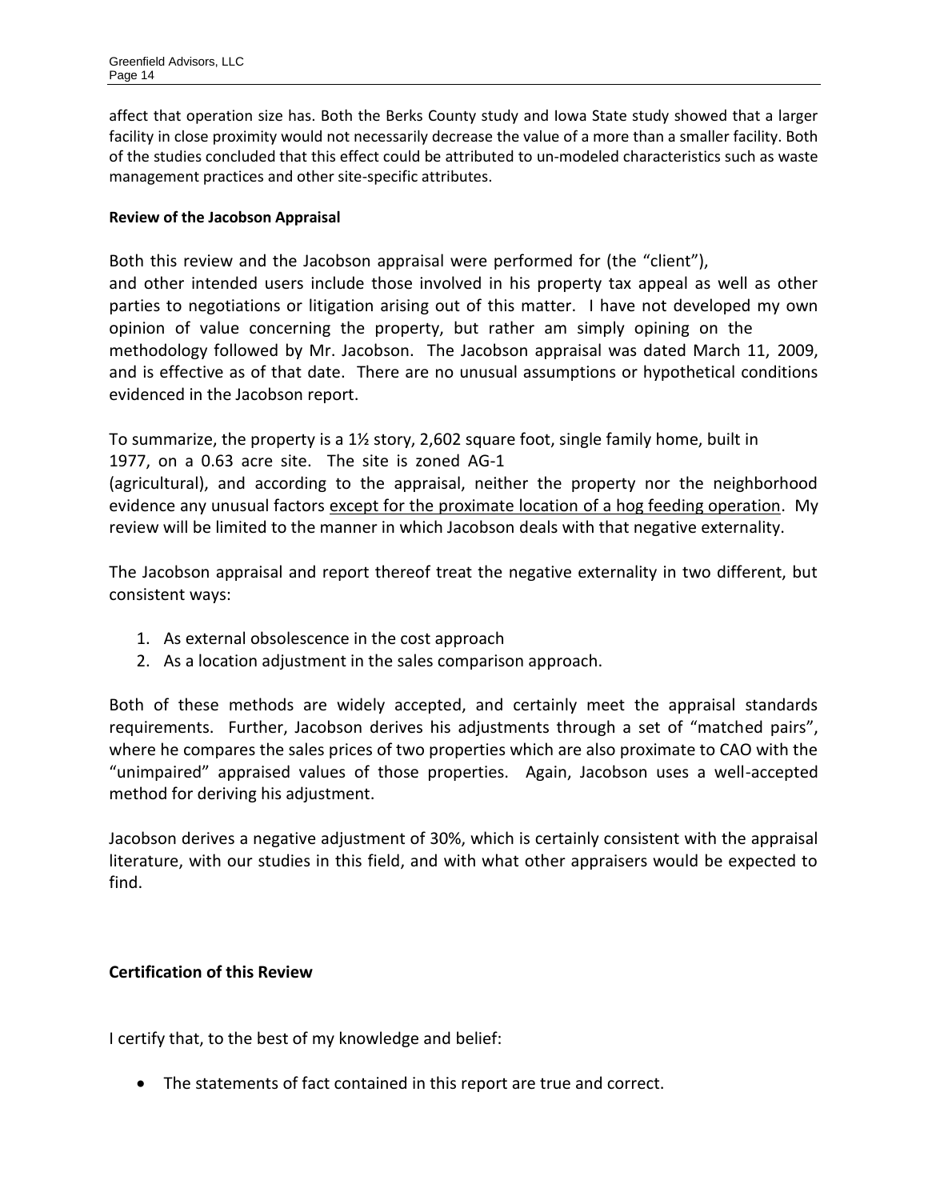affect that operation size has. Both the Berks County study and Iowa State study showed that a larger facility in close proximity would not necessarily decrease the value of a more than a smaller facility. Both of the studies concluded that this effect could be attributed to un-modeled characteristics such as waste management practices and other site-specific attributes.

**Review of the Jacobson Appraisal**

Both this review and the Jacobson appraisal were performed for (the "client"), and other intended users include those involved in his property tax appeal as well as other parties to negotiations or litigation arising out of this matter. I have not developed my own opinion of value concerning the property, but rather am simply opining on the methodology followed by Mr. Jacobson. The Jacobson appraisal was dated March 11, 2009, and is effective as of that date. There are no unusual assumptions or hypothetical conditions evidenced in the Jacobson report.

To summarize, the property is a 1½ story, 2,602 square foot, single family home, built in 1977, on a 0.63 acre site. The site is zoned AG-1 (agricultural), and according to the appraisal, neither the property nor the neighborhood evidence any unusual factors <u>except for the proximate location of a hog feeding operation</u>. My review will be limited to the manner in which Jacobson deals with that negative externality.

The Jacobson appraisal and report thereof treat the negative externality in two different, but consistent ways:

1. As external obsolescence in the cost approach
2. As a location adjustment in the sales comparison approach.

Both of these methods are widely accepted, and certainly meet the appraisal standards requirements. Further, Jacobson derives his adjustments through a set of "matched pairs", where he compares the sales prices of two properties which are also proximate to CAO with the "unimpaired" appraised values of those properties. Again, Jacobson uses a well-accepted method for deriving his adjustment.

Jacobson derives a negative adjustment of 30%, which is certainly consistent with the appraisal literature, with our studies in this field, and with what other appraisers would be expected to find.

## Certification of this Review

I certify that, to the best of my knowledge and belief:

- The statements of fact contained in this report are true and correct.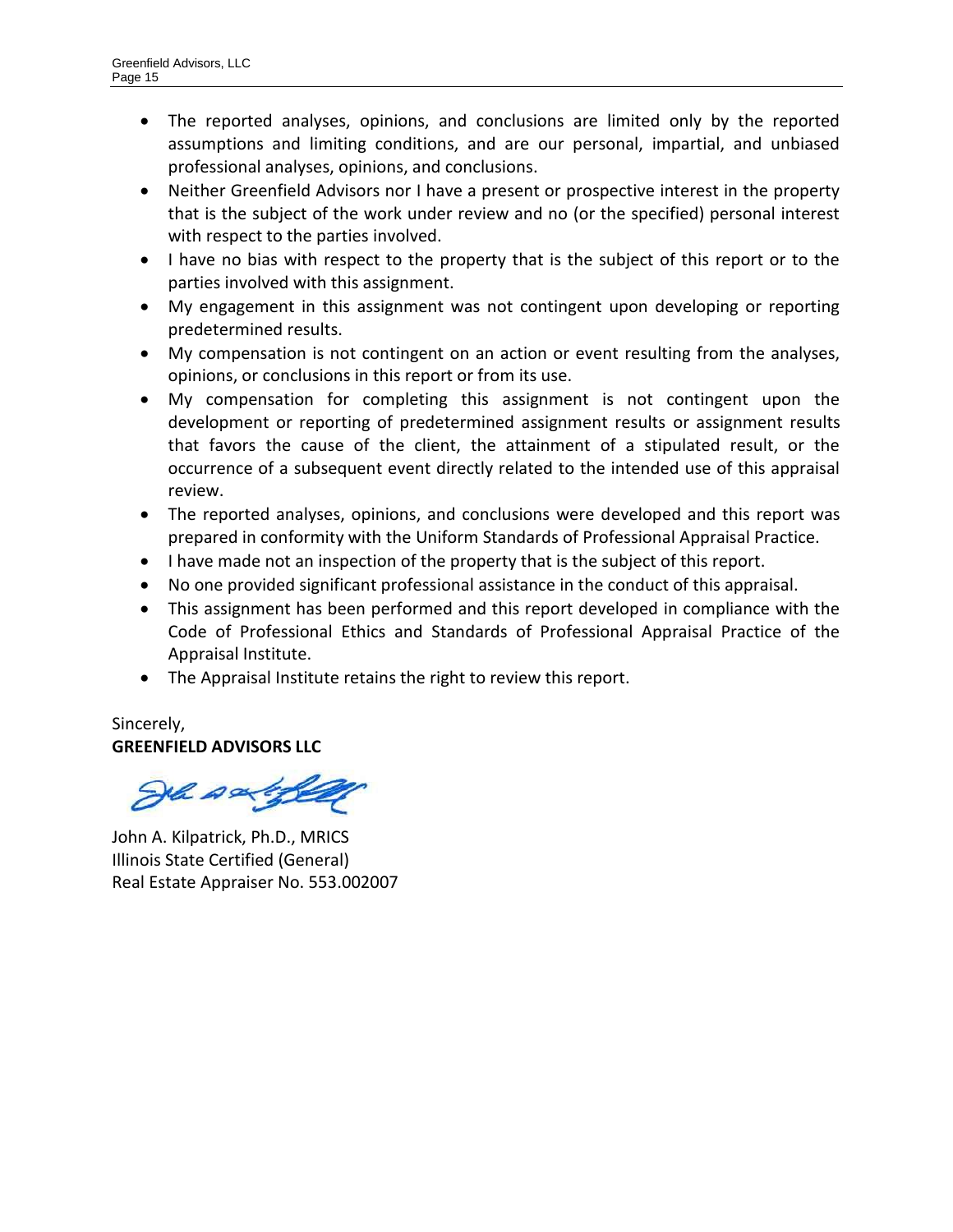- The reported analyses, opinions, and conclusions are limited only by the reported assumptions and limiting conditions, and are our personal, impartial, and unbiased professional analyses, opinions, and conclusions.
- Neither Greenfield Advisors nor I have a present or prospective interest in the property that is the subject of the work under review and no (or the specified) personal interest with respect to the parties involved.
- I have no bias with respect to the property that is the subject of this report or to the parties involved with this assignment.
- My engagement in this assignment was not contingent upon developing or reporting predetermined results.
- My compensation is not contingent on an action or event resulting from the analyses, opinions, or conclusions in this report or from its use.
- My compensation for completing this assignment is not contingent upon the development or reporting of predetermined assignment results or assignment results that favors the cause of the client, the attainment of a stipulated result, or the occurrence of a subsequent event directly related to the intended use of this appraisal review.
- The reported analyses, opinions, and conclusions were developed and this report was prepared in conformity with the Uniform Standards of Professional Appraisal Practice.
- I have made not an inspection of the property that is the subject of this report.
- No one provided significant professional assistance in the conduct of this appraisal.
- This assignment has been performed and this report developed in compliance with the Code of Professional Ethics and Standards of Professional Appraisal Practice of the Appraisal Institute.
- The Appraisal Institute retains the right to review this report.

Sincerely,
**GREENFIELD ADVISORS LLC**

John A. Kilpatrick, Ph.D., MRICS
Illinois State Certified (General)
Real Estate Appraiser No. 553.002007